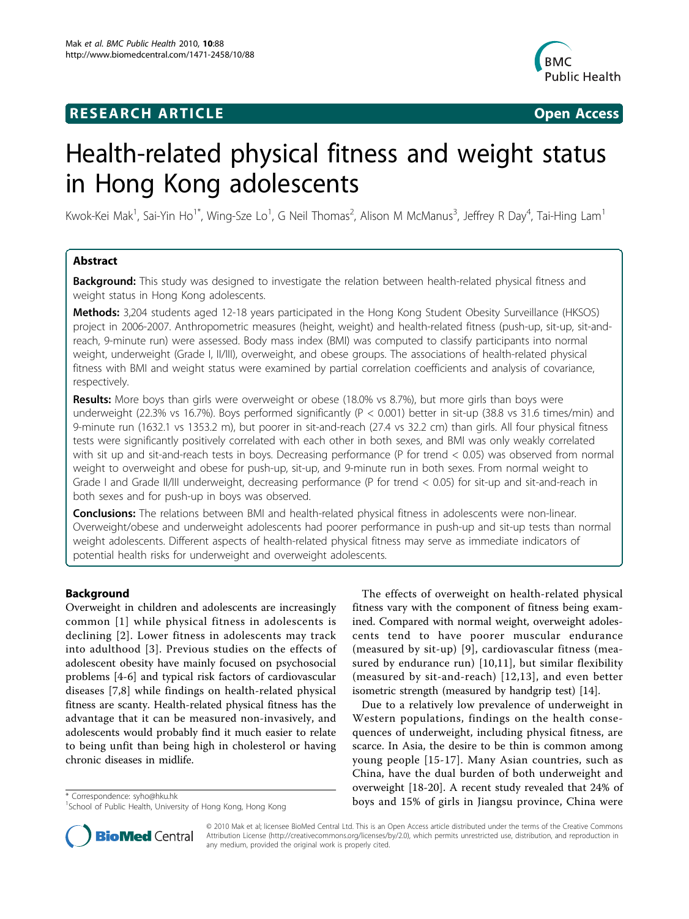**RESEARCH ARTICLE** **Open Access**

# Health-related physical fitness and weight status in Hong Kong adolescents

Kwok-Kei Mak[1], Sai-Yin Ho[1*], Wing-Sze Lo[1], G Neil Thomas[2], Alison M McManus[3], Jeffrey R Day[4], Tai-Hing Lam[1]

## Abstract

**Background:** This study was designed to investigate the relation between health-related physical fitness and weight status in Hong Kong adolescents.

**Methods:** 3,204 students aged 12-18 years participated in the Hong Kong Student Obesity Surveillance (HKSOS) project in 2006-2007. Anthropometric measures (height, weight) and health-related fitness (push-up, sit-up, sit-and-reach, 9-minute run) were assessed. Body mass index (BMI) was computed to classify participants into normal weight, underweight (Grade I, II/III), overweight, and obese groups. The associations of health-related physical fitness with BMI and weight status were examined by partial correlation coefficients and analysis of covariance, respectively.

**Results:** More boys than girls were overweight or obese (18.0% vs 8.7%), but more girls than boys were underweight (22.3% vs 16.7%). Boys performed significantly ($P < 0.001$) better in sit-up (38.8 vs 31.6 times/min) and 9-minute run (1632.1 vs 1353.2 m), but poorer in sit-and-reach (27.4 vs 32.2 cm) than girls. All four physical fitness tests were significantly positively correlated with each other in both sexes, and BMI was only weakly correlated with sit up and sit-and-reach tests in boys. Decreasing performance (P for trend $< 0.05$) was observed from normal weight to overweight and obese for push-up, sit-up, and 9-minute run in both sexes. From normal weight to Grade I and Grade II/III underweight, decreasing performance (P for trend $< 0.05$) for sit-up and sit-and-reach in both sexes and for push-up in boys was observed.

**Conclusions:** The relations between BMI and health-related physical fitness in adolescents were non-linear. Overweight/obese and underweight adolescents had poorer performance in push-up and sit-up tests than normal weight adolescents. Different aspects of health-related physical fitness may serve as immediate indicators of potential health risks for underweight and overweight adolescents.

## Background

Overweight in children and adolescents are increasingly common [1] while physical fitness in adolescents is declining [2]. Lower fitness in adolescents may track into adulthood [3]. Previous studies on the effects of adolescent obesity have mainly focused on psychosocial problems [4-6] and typical risk factors of cardiovascular diseases [7,8] while findings on health-related physical fitness are scanty. Health-related physical fitness has the advantage that it can be measured non-invasively, and adolescents would probably find it much easier to relate to being unfit than being high in cholesterol or having chronic diseases in midlife.

The effects of overweight on health-related physical fitness vary with the component of fitness being examined. Compared with normal weight, overweight adolescents tend to have poorer muscular endurance (measured by sit-up) [9], cardiovascular fitness (measured by endurance run) [10,11], but similar flexibility (measured by sit-and-reach) [12,13], and even better isometric strength (measured by handgrip test) [14].

Due to a relatively low prevalence of underweight in Western populations, findings on the health consequences of underweight, including physical fitness, are scarce. In Asia, the desire to be thin is common among young people [15-17]. Many Asian countries, such as China, have the dual burden of both underweight and overweight [18-20]. A recent study revealed that 24% of boys and 15% of girls in Jiangsu province, China were

\* Correspondence: syho@hku.hk
[1]School of Public Health, University of Hong Kong, Hong Kong

© 2010 Mak et al; licensee BioMed Central Ltd. This is an Open Access article distributed under the terms of the Creative Commons Attribution License (http://creativecommons.org/licenses/by/2.0), which permits unrestricted use, distribution, and reproduction in any medium, provided the original work is properly cited.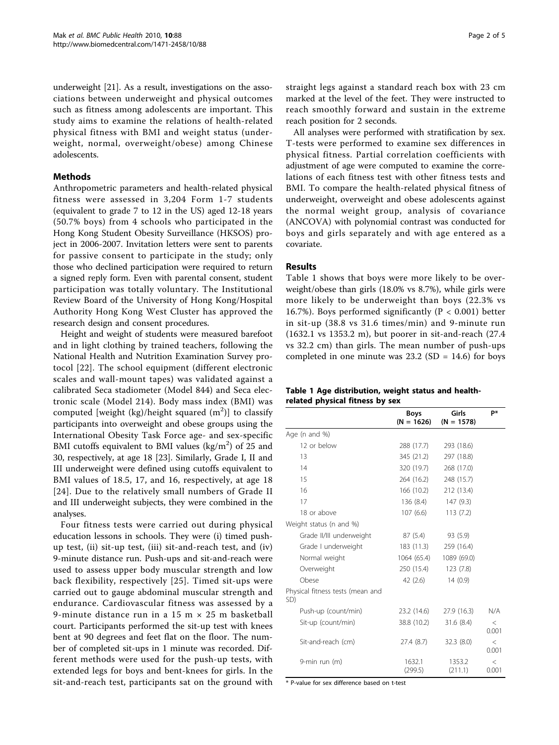underweight [21]. As a result, investigations on the associations between underweight and physical outcomes such as fitness among adolescents are important. This study aims to examine the relations of health-related physical fitness with BMI and weight status (underweight, normal, overweight/obese) among Chinese adolescents.

## Methods

Anthropometric parameters and health-related physical fitness were assessed in 3,204 Form 1-7 students (equivalent to grade 7 to 12 in the US) aged 12-18 years (50.7% boys) from 4 schools who participated in the Hong Kong Student Obesity Surveillance (HKSOS) project in 2006-2007. Invitation letters were sent to parents for passive consent to participate in the study; only those who declined participation were required to return a signed reply form. Even with parental consent, student participation was totally voluntary. The Institutional Review Board of the University of Hong Kong/Hospital Authority Hong Kong West Cluster has approved the research design and consent procedures.

Height and weight of students were measured barefoot and in light clothing by trained teachers, following the National Health and Nutrition Examination Survey protocol [22]. The school equipment (different electronic scales and wall-mount tapes) was validated against a calibrated Seca stadiometer (Model 844) and Seca electronic scale (Model 214). Body mass index (BMI) was computed [weight (kg)/height squared ($m^2$)] to classify participants into overweight and obese groups using the International Obesity Task Force age- and sex-specific BMI cutoffs equivalent to BMI values ($kg/m^2$) of 25 and 30, respectively, at age 18 [23]. Similarly, Grade I, II and III underweight were defined using cutoffs equivalent to BMI values of 18.5, 17, and 16, respectively, at age 18 [24]. Due to the relatively small numbers of Grade II and III underweight subjects, they were combined in the analyses.

Four fitness tests were carried out during physical education lessons in schools. They were (i) timed push-up test, (ii) sit-up test, (iii) sit-and-reach test, and (iv) 9-minute distance run. Push-ups and sit-and-reach were used to assess upper body muscular strength and low back flexibility, respectively [25]. Timed sit-ups were carried out to gauge abdominal muscular strength and endurance. Cardiovascular fitness was assessed by a 9-minute distance run in a 15 m × 25 m basketball court. Participants performed the sit-up test with knees bent at 90 degrees and feet flat on the floor. The number of completed sit-ups in 1 minute was recorded. Different methods were used for the push-up tests, with extended legs for boys and bent-knees for girls. In the sit-and-reach test, participants sat on the ground with straight legs against a standard reach box with 23 cm marked at the level of the feet. They were instructed to reach smoothly forward and sustain in the extreme reach position for 2 seconds.

All analyses were performed with stratification by sex. T-tests were performed to examine sex differences in physical fitness. Partial correlation coefficients with adjustment of age were computed to examine the correlations of each fitness test with other fitness tests and BMI. To compare the health-related physical fitness of underweight, overweight and obese adolescents against the normal weight group, analysis of covariance (ANCOVA) with polynomial contrast was conducted for boys and girls separately and with age entered as a covariate.

## Results

Table 1 shows that boys were more likely to be overweight/obese than girls (18.0% vs 8.7%), while girls were more likely to be underweight than boys (22.3% vs 16.7%). Boys performed significantly ($P < 0.001$) better in sit-up (38.8 vs 31.6 times/min) and 9-minute run (1632.1 vs 1353.2 m), but poorer in sit-and-reach (27.4 vs 32.2 cm) than girls. The mean number of push-ups completed in one minute was 23.2 (SD = 14.6) for boys

**Table 1 Age distribution, weight status and health-related physical fitness by sex**

| | Boys (N = 1626) | Girls (N = 1578) | P* |
|---|---|---|---|
| Age (n and %) | | | |
| 12 or below | 288 (17.7) | 293 (18.6) | |
| 13 | 345 (21.2) | 297 (18.8) | |
| 14 | 320 (19.7) | 268 (17.0) | |
| 15 | 264 (16.2) | 248 (15.7) | |
| 16 | 166 (10.2) | 212 (13.4) | |
| 17 | 136 (8.4) | 147 (9.3) | |
| 18 or above | 107 (6.6) | 113 (7.2) | |
| Weight status (n and %) | | | |
| Grade II/III underweight | 87 (5.4) | 93 (5.9) | |
| Grade I underweight | 183 (11.3) | 259 (16.4) | |
| Normal weight | 1064 (65.4) | 1089 (69.0) | |
| Overweight | 250 (15.4) | 123 (7.8) | |
| Obese | 42 (2.6) | 14 (0.9) | |
| Physical fitness tests (mean and SD) | | | |
| Push-up (count/min) | 23.2 (14.6) | 27.9 (16.3) | N/A |
| Sit-up (count/min) | 38.8 (10.2) | 31.6 (8.4) | < 0.001 |
| Sit-and-reach (cm) | 27.4 (8.7) | 32.3 (8.0) | < 0.001 |
| 9-min run (m) | 1632.1 (299.5) | 1353.2 (211.1) | < 0.001 |

\* P-value for sex difference based on t-test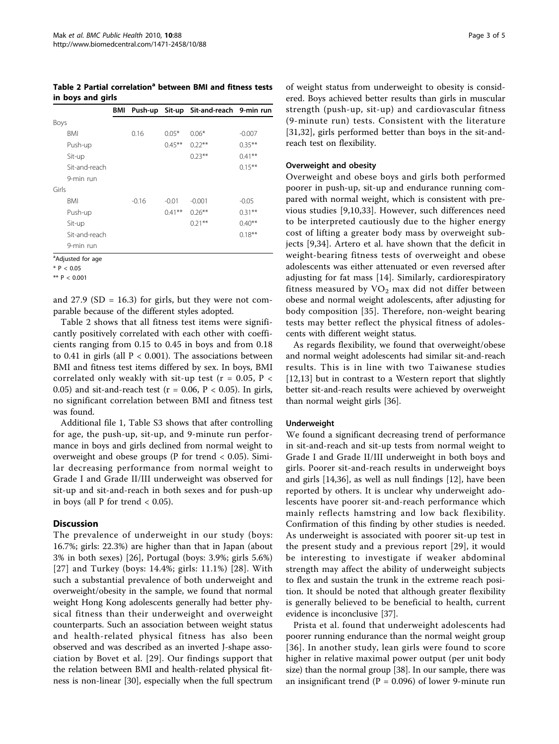**Table 2 Partial correlation[a] between BMI and fitness tests in boys and girls**

| | BMI | Push-up | Sit-up | Sit-and-reach | 9-min run |
|---|---|---|---|---|---|
| Boys | | | | | |
| BMI | | 0.16 | 0.05* | 0.06* | -0.007 |
| Push-up | | | 0.45** | 0.22** | 0.35** |
| Sit-up | | | | 0.23** | 0.41** |
| Sit-and-reach | | | | | 0.15** |
| 9-min run | | | | | |
| Girls | | | | | |
| BMI | | -0.16 | -0.01 | -0.001 | -0.05 |
| Push-up | | | 0.41** | 0.26** | 0.31** |
| Sit-up | | | | 0.21** | 0.40** |
| Sit-and-reach | | | | | 0.18** |
| 9-min run | | | | | |

[a]Adjusted for age

* $P < 0.05$

** $P < 0.001$

and 27.9 (SD = 16.3) for girls, but they were not comparable because of the different styles adopted.

Table 2 shows that all fitness test items were significantly positively correlated with each other with coefficients ranging from 0.15 to 0.45 in boys and from 0.18 to 0.41 in girls (all $P < 0.001$). The associations between BMI and fitness test items differed by sex. In boys, BMI correlated only weakly with sit-up test ($r = 0.05$, $P < 0.05$) and sit-and-reach test ($r = 0.06$, $P < 0.05$). In girls, no significant correlation between BMI and fitness test was found.

Additional file 1, Table S3 shows that after controlling for age, the push-up, sit-up, and 9-minute run performance in boys and girls declined from normal weight to overweight and obese groups (P for trend < 0.05). Similar decreasing performance from normal weight to Grade I and Grade II/III underweight was observed for sit-up and sit-and-reach in both sexes and for push-up in boys (all P for trend < 0.05).

## Discussion

The prevalence of underweight in our study (boys: 16.7%; girls: 22.3%) are higher than that in Japan (about 3% in both sexes) [26], Portugal (boys: 3.9%; girls 5.6%) [27] and Turkey (boys: 14.4%; girls: 11.1%) [28]. With such a substantial prevalence of both underweight and overweight/obesity in the sample, we found that normal weight Hong Kong adolescents generally had better physical fitness than their underweight and overweight counterparts. Such an association between weight status and health-related physical fitness has also been observed and was described as an inverted J-shape association by Bovet et al. [29]. Our findings support that the relation between BMI and health-related physical fitness is non-linear [30], especially when the full spectrum of weight status from underweight to obesity is considered. Boys achieved better results than girls in muscular strength (push-up, sit-up) and cardiovascular fitness (9-minute run) tests. Consistent with the literature [31,32], girls performed better than boys in the sit-and-reach test on flexibility.

### Overweight and obesity

Overweight and obese boys and girls both performed poorer in push-up, sit-up and endurance running compared with normal weight, which is consistent with previous studies [9,10,33]. However, such differences need to be interpreted cautiously due to the higher energy cost of lifting a greater body mass by overweight subjects [9,34]. Artero et al. have shown that the deficit in weight-bearing fitness tests of overweight and obese adolescents was either attenuated or even reversed after adjusting for fat mass [14]. Similarly, cardiorespiratory fitness measured by $VO_2$ max did not differ between obese and normal weight adolescents, after adjusting for body composition [35]. Therefore, non-weight bearing tests may better reflect the physical fitness of adolescents with different weight status.

As regards flexibility, we found that overweight/obese and normal weight adolescents had similar sit-and-reach results. This is in line with two Taiwanese studies [12,13] but in contrast to a Western report that slightly better sit-and-reach results were achieved by overweight than normal weight girls [36].

### Underweight

We found a significant decreasing trend of performance in sit-and-reach and sit-up tests from normal weight to Grade I and Grade II/III underweight in both boys and girls. Poorer sit-and-reach results in underweight boys and girls [14,36], as well as null findings [12], have been reported by others. It is unclear why underweight adolescents have poorer sit-and-reach performance which mainly reflects hamstring and low back flexibility. Confirmation of this finding by other studies is needed. As underweight is associated with poorer sit-up test in the present study and a previous report [29], it would be interesting to investigate if weaker abdominal strength may affect the ability of underweight subjects to flex and sustain the trunk in the extreme reach position. It should be noted that although greater flexibility is generally believed to be beneficial to health, current evidence is inconclusive [37].

Prista et al. found that underweight adolescents had poorer running endurance than the normal weight group [36]. In another study, lean girls were found to score higher in relative maximal power output (per unit body size) than the normal group [38]. In our sample, there was an insignificant trend ($P = 0.096$) of lower 9-minute run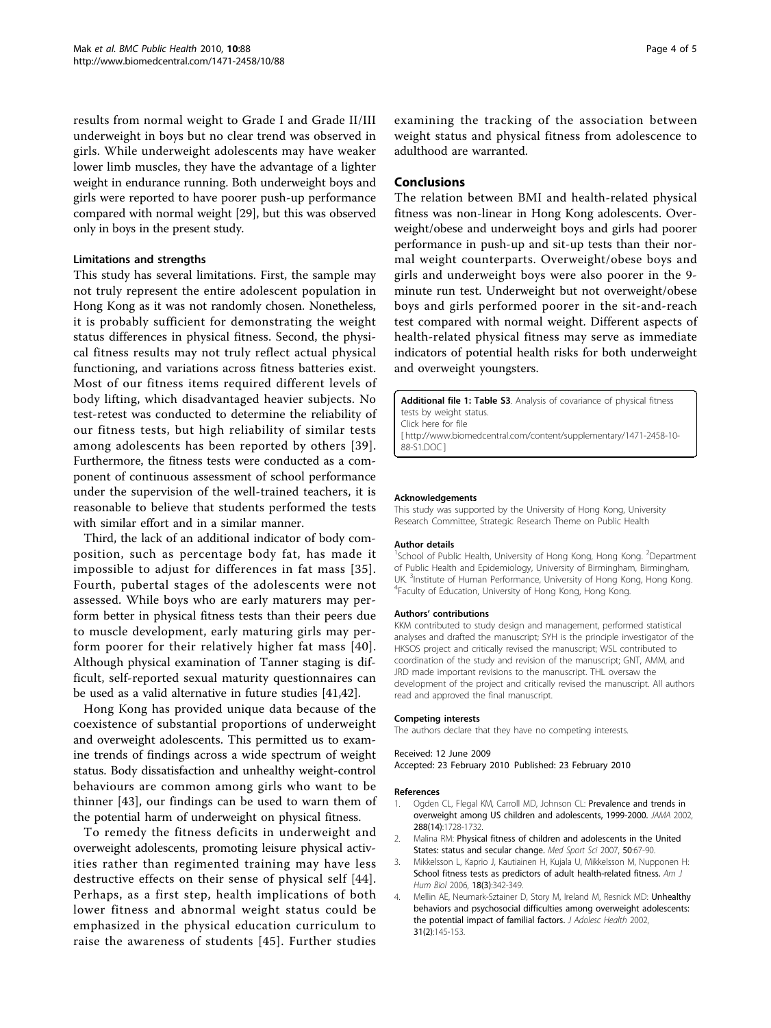results from normal weight to Grade I and Grade II/III underweight in boys but no clear trend was observed in girls. While underweight adolescents may have weaker lower limb muscles, they have the advantage of a lighter weight in endurance running. Both underweight boys and girls were reported to have poorer push-up performance compared with normal weight [29], but this was observed only in boys in the present study.

### Limitations and strengths

This study has several limitations. First, the sample may not truly represent the entire adolescent population in Hong Kong as it was not randomly chosen. Nonetheless, it is probably sufficient for demonstrating the weight status differences in physical fitness. Second, the physical fitness results may not truly reflect actual physical functioning, and variations across fitness batteries exist. Most of our fitness items required different levels of body lifting, which disadvantaged heavier subjects. No test-retest was conducted to determine the reliability of our fitness tests, but high reliability of similar tests among adolescents has been reported by others [39]. Furthermore, the fitness tests were conducted as a component of continuous assessment of school performance under the supervision of the well-trained teachers, it is reasonable to believe that students performed the tests with similar effort and in a similar manner.

Third, the lack of an additional indicator of body composition, such as percentage body fat, has made it impossible to adjust for differences in fat mass [35]. Fourth, pubertal stages of the adolescents were not assessed. While boys who are early maturers may perform better in physical fitness tests than their peers due to muscle development, early maturing girls may perform poorer for their relatively higher fat mass [40]. Although physical examination of Tanner staging is difficult, self-reported sexual maturity questionnaires can be used as a valid alternative in future studies [41,42].

Hong Kong has provided unique data because of the coexistence of substantial proportions of underweight and overweight adolescents. This permitted us to examine trends of findings across a wide spectrum of weight status. Body dissatisfaction and unhealthy weight-control behaviours are common among girls who want to be thinner [43], our findings can be used to warn them of the potential harm of underweight on physical fitness.

To remedy the fitness deficits in underweight and overweight adolescents, promoting leisure physical activities rather than regimented training may have less destructive effects on their sense of physical self [44]. Perhaps, as a first step, health implications of both lower fitness and abnormal weight status could be emphasized in the physical education curriculum to raise the awareness of students [45]. Further studies examining the tracking of the association between weight status and physical fitness from adolescence to adulthood are warranted.

## Conclusions

The relation between BMI and health-related physical fitness was non-linear in Hong Kong adolescents. Overweight/obese and underweight boys and girls had poorer performance in push-up and sit-up tests than their normal weight counterparts. Overweight/obese boys and girls and underweight boys were also poorer in the 9-minute run test. Underweight but not overweight/obese boys and girls performed poorer in the sit-and-reach test compared with normal weight. Different aspects of health-related physical fitness may serve as immediate indicators of potential health risks for both underweight and overweight youngsters.

**Additional file 1: Table S3**. Analysis of covariance of physical fitness tests by weight status.
Click here for file
[ http://www.biomedcentral.com/content/supplementary/1471-2458-10-88-S1.DOC ]

#### Acknowledgements

This study was supported by the University of Hong Kong, University Research Committee, Strategic Research Theme on Public Health

#### Author details

[1]School of Public Health, University of Hong Kong, Hong Kong. [2]Department of Public Health and Epidemiology, University of Birmingham, Birmingham, UK. [3]Institute of Human Performance, University of Hong Kong, Hong Kong. [4]Faculty of Education, University of Hong Kong, Hong Kong.

#### Authors' contributions

KKM contributed to study design and management, performed statistical analyses and drafted the manuscript; SYH is the principle investigator of the HKSOS project and critically revised the manuscript; WSL contributed to coordination of the study and revision of the manuscript; GNT, AMM, and JRD made important revisions to the manuscript. THL oversaw the development of the project and critically revised the manuscript. All authors read and approved the final manuscript.

#### Competing interests

The authors declare that they have no competing interests.

Received: 12 June 2009
Accepted: 23 February 2010 Published: 23 February 2010

#### References

1. Ogden CL, Flegal KM, Carroll MD, Johnson CL: **Prevalence and trends in overweight among US children and adolescents, 1999-2000.** *JAMA* 2002, **288(14)**:1728-1732.
2. Malina RM: **Physical fitness of children and adolescents in the United States: status and secular change.** *Med Sport Sci* 2007, **50**:67-90.
3. Mikkelsson L, Kaprio J, Kautiainen H, Kujala U, Mikkelsson M, Nupponen H: **School fitness tests as predictors of adult health-related fitness.** *Am J Hum Biol* 2006, **18(3)**:342-349.
4. Mellin AE, Neumark-Sztainer D, Story M, Ireland M, Resnick MD: **Unhealthy behaviors and psychosocial difficulties among overweight adolescents: the potential impact of familial factors.** *J Adolesc Health* 2002, **31(2)**:145-153.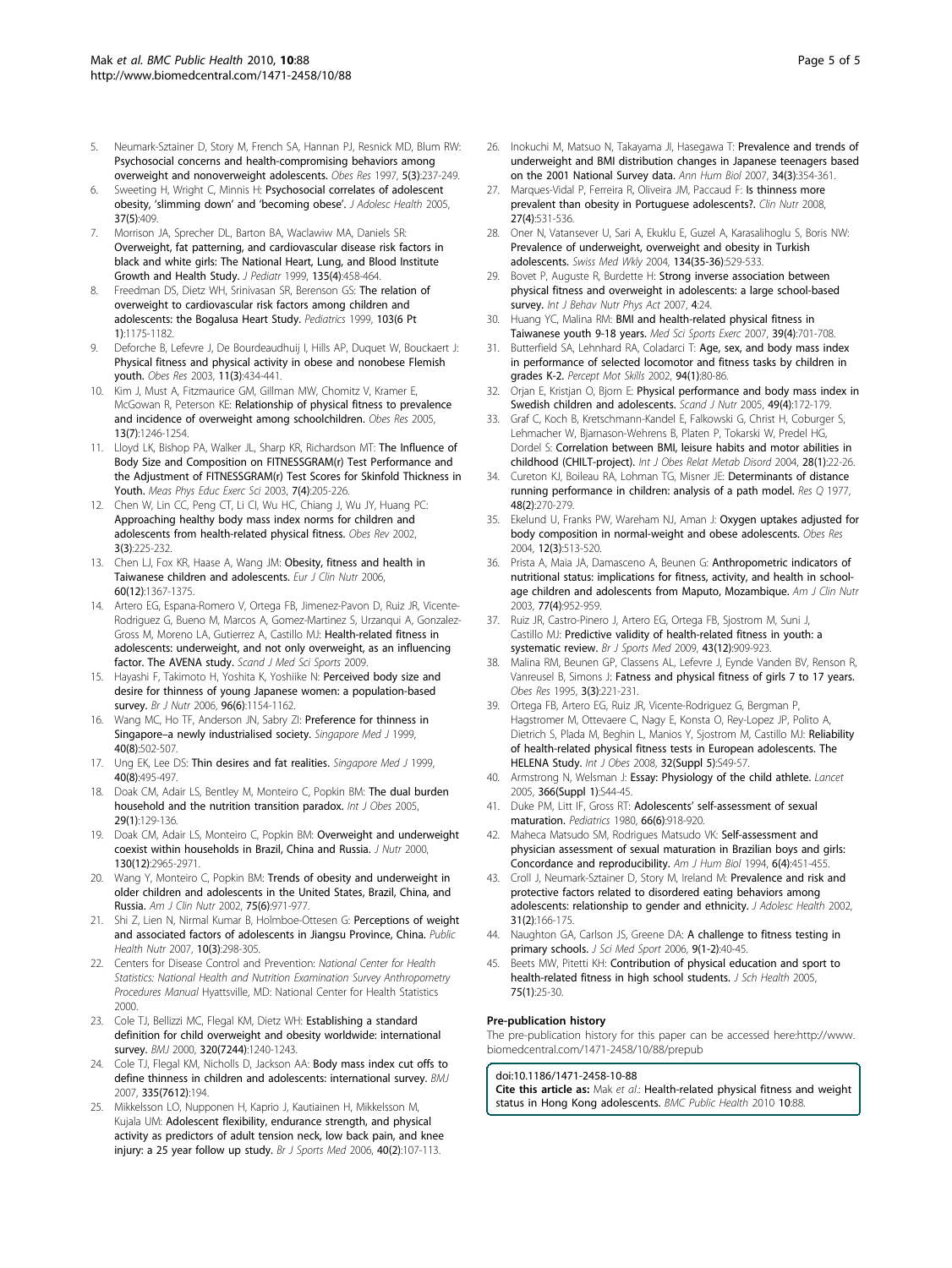5. Neumark-Sztainer D, Story M, French SA, Hannan PJ, Resnick MD, Blum RW: Psychosocial concerns and health-compromising behaviors among overweight and nonoverweight adolescents. *Obes Res* 1997, 5(3):237-249.
6. Sweeting H, Wright C, Minnis H: Psychosocial correlates of adolescent obesity, 'slimming down' and 'becoming obese'. *J Adolesc Health* 2005, 37(5):409.
7. Morrison JA, Sprecher DL, Barton BA, Waclawiw MA, Daniels SR: Overweight, fat patterning, and cardiovascular disease risk factors in black and white girls: The National Heart, Lung, and Blood Institute Growth and Health Study. *J Pediatr* 1999, 135(4):458-464.
8. Freedman DS, Dietz WH, Srinivasan SR, Berenson GS: The relation of overweight to cardiovascular risk factors among children and adolescents: the Bogalusa Heart Study. *Pediatrics* 1999, 103(6 Pt 1):1175-1182.
9. Deforche B, Lefevre J, De Bourdeaudhuij I, Hills AP, Duquet W, Bouckaert J: Physical fitness and physical activity in obese and nonobese Flemish youth. *Obes Res* 2003, 11(3):434-441.
10. Kim J, Must A, Fitzmaurice GM, Gillman MW, Chomitz V, Kramer E, McGowan R, Peterson KE: Relationship of physical fitness to prevalence and incidence of overweight among schoolchildren. *Obes Res* 2005, 13(7):1246-1254.
11. Lloyd LK, Bishop PA, Walker JL, Sharp KR, Richardson MT: The Influence of Body Size and Composition on FITNESSGRAM(r) Test Performance and the Adjustment of FITNESSGRAM(r) Test Scores for Skinfold Thickness in Youth. *Meas Phys Educ Exerc Sci* 2003, 7(4):205-226.
12. Chen W, Lin CC, Peng CT, Li CI, Wu HC, Chiang J, Wu JY, Huang PC: Approaching healthy body mass index norms for children and adolescents from health-related physical fitness. *Obes Rev* 2002, 3(3):225-232.
13. Chen LJ, Fox KR, Haase A, Wang JM: Obesity, fitness and health in Taiwanese children and adolescents. *Eur J Clin Nutr* 2006, 60(12):1367-1375.
14. Artero EG, Espana-Romero V, Ortega FB, Jimenez-Pavon D, Ruiz JR, Vicente-Rodriguez G, Bueno M, Marcos A, Gomez-Martinez S, Urzanqui A, Gonzalez-Gross M, Moreno LA, Gutierrez A, Castillo MJ: Health-related fitness in adolescents: underweight, and not only overweight, as an influencing factor. The AVENA study. *Scand J Med Sci Sports* 2009.
15. Hayashi F, Takimoto H, Yoshita K, Yoshiike N: Perceived body size and desire for thinness of young Japanese women: a population-based survey. *Br J Nutr* 2006, 96(6):1154-1162.
16. Wang MC, Ho TF, Anderson JN, Sabry ZI: Preference for thinness in Singapore–a newly industrialised society. *Singapore Med J* 1999, 40(8):502-507.
17. Ung EK, Lee DS: Thin desires and fat realities. *Singapore Med J* 1999, 40(8):495-497.
18. Doak CM, Adair LS, Bentley M, Monteiro C, Popkin BM: The dual burden household and the nutrition transition paradox. *Int J Obes* 2005, 29(1):129-136.
19. Doak CM, Adair LS, Monteiro C, Popkin BM: Overweight and underweight coexist within households in Brazil, China and Russia. *J Nutr* 2000, 130(12):2965-2971.
20. Wang Y, Monteiro C, Popkin BM: Trends of obesity and underweight in older children and adolescents in the United States, Brazil, China, and Russia. *Am J Clin Nutr* 2002, 75(6):971-977.
21. Shi Z, Lien N, Nirmal Kumar B, Holmboe-Ottesen G: Perceptions of weight and associated factors of adolescents in Jiangsu Province, China. *Public Health Nutr* 2007, 10(3):298-305.
22. Centers for Disease Control and Prevention: *National Center for Health Statistics: National Health and Nutrition Examination Survey Anthropometry Procedures Manual* Hyattsville, MD: National Center for Health Statistics 2000.
23. Cole TJ, Bellizzi MC, Flegal KM, Dietz WH: Establishing a standard definition for child overweight and obesity worldwide: international survey. *BMJ* 2000, 320(7244):1240-1243.
24. Cole TJ, Flegal KM, Nicholls D, Jackson AA: Body mass index cut offs to define thinness in children and adolescents: international survey. *BMJ* 2007, 335(7612):194.
25. Mikkelsson LO, Nupponen H, Kaprio J, Kautiainen H, Mikkelsson M, Kujala UM: Adolescent flexibility, endurance strength, and physical activity as predictors of adult tension neck, low back pain, and knee injury: a 25 year follow up study. *Br J Sports Med* 2006, 40(2):107-113.
26. Inokuchi M, Matsuo N, Takayama JI, Hasegawa T: Prevalence and trends of underweight and BMI distribution changes in Japanese teenagers based on the 2001 National Survey data. *Ann Hum Biol* 2007, 34(3):354-361.
27. Marques-Vidal P, Ferreira R, Oliveira JM, Paccaud F: Is thinness more prevalent than obesity in Portuguese adolescents?. *Clin Nutr* 2008, 27(4):531-536.
28. Oner N, Vatansever U, Sari A, Ekuklu E, Guzel A, Karasalihoglu S, Boris NW: Prevalence of underweight, overweight and obesity in Turkish adolescents. *Swiss Med Wkly* 2004, 134(35-36):529-533.
29. Bovet P, Auguste R, Burdette H: Strong inverse association between physical fitness and overweight in adolescents: a large school-based survey. *Int J Behav Nutr Phys Act* 2007, 4:24.
30. Huang YC, Malina RM: BMI and health-related physical fitness in Taiwanese youth 9-18 years. *Med Sci Sports Exerc* 2007, 39(4):701-708.
31. Butterfield SA, Lehnhard RA, Coladarci T: Age, sex, and body mass index in performance of selected locomotor and fitness tasks by children in grades K-2. *Percept Mot Skills* 2002, 94(1):80-86.
32. Orjan E, Kristjan O, Bjorn E: Physical performance and body mass index in Swedish children and adolescents. *Scand J Nutr* 2005, 49(4):172-179.
33. Graf C, Koch B, Kretschmann-Kandel E, Falkowski G, Christ H, Coburger S, Lehmacher W, Bjarnason-Wehrens B, Platen P, Tokarski W, Predel HG, Dordel S: Correlation between BMI, leisure habits and motor abilities in childhood (CHILT-project). *Int J Obes Relat Metab Disord* 2004, 28(1):22-26.
34. Cureton KJ, Boileau RA, Lohman TG, Misner JE: Determinants of distance running performance in children: analysis of a path model. *Res Q* 1977, 48(2):270-279.
35. Ekelund U, Franks PW, Wareham NJ, Aman J: Oxygen uptakes adjusted for body composition in normal-weight and obese adolescents. *Obes Res* 2004, 12(3):513-520.
36. Prista A, Maia JA, Damasceno A, Beunen G: Anthropometric indicators of nutritional status: implications for fitness, activity, and health in school-age children and adolescents from Maputo, Mozambique. *Am J Clin Nutr* 2003, 77(4):952-959.
37. Ruiz JR, Castro-Pinero J, Artero EG, Ortega FB, Sjostrom M, Suni J, Castillo MJ: Predictive validity of health-related fitness in youth: a systematic review. *Br J Sports Med* 2009, 43(12):909-923.
38. Malina RM, Beunen GP, Classens AL, Lefevre J, Eynde Vanden BV, Renson R, Vanreusel B, Simons J: Fatness and physical fitness of girls 7 to 17 years. *Obes Res* 1995, 3(3):221-231.
39. Ortega FB, Artero EG, Ruiz JR, Vicente-Rodriguez G, Bergman P, Hagstromer M, Ottevaere C, Nagy E, Konsta O, Rey-Lopez JP, Polito A, Dietrich S, Plada M, Beghin L, Manios Y, Sjostrom M, Castillo MJ: Reliability of health-related physical fitness tests in European adolescents. The HELENA Study. *Int J Obes* 2008, 32(Suppl 5):S49-57.
40. Armstrong N, Welsman J: Essay: Physiology of the child athlete. *Lancet* 2005, 366(Suppl 1):S44-45.
41. Duke PM, Litt IF, Gross RT: Adolescents' self-assessment of sexual maturation. *Pediatrics* 1980, 66(6):918-920.
42. Maheca Matsudo SM, Rodrigues Matsudo VK: Self-assessment and physician assessment of sexual maturation in Brazilian boys and girls: Concordance and reproducibility. *Am J Hum Biol* 1994, 6(4):451-455.
43. Croll J, Neumark-Sztainer D, Story M, Ireland M: Prevalence and risk and protective factors related to disordered eating behaviors among adolescents: relationship to gender and ethnicity. *J Adolesc Health* 2002, 31(2):166-175.
44. Naughton GA, Carlson JS, Greene DA: A challenge to fitness testing in primary schools. *J Sci Med Sport* 2006, 9(1-2):40-45.
45. Beets MW, Pitetti KH: Contribution of physical education and sport to health-related fitness in high school students. *J Sch Health* 2005, 75(1):25-30.

## Pre-publication history

The pre-publication history for this paper can be accessed here:http://www.biomedcentral.com/1471-2458/10/88/prepub

doi:10.1186/1471-2458-10-88

**Cite this article as:** Mak *et al.*: Health-related physical fitness and weight status in Hong Kong adolescents. *BMC Public Health* 2010 10:88.